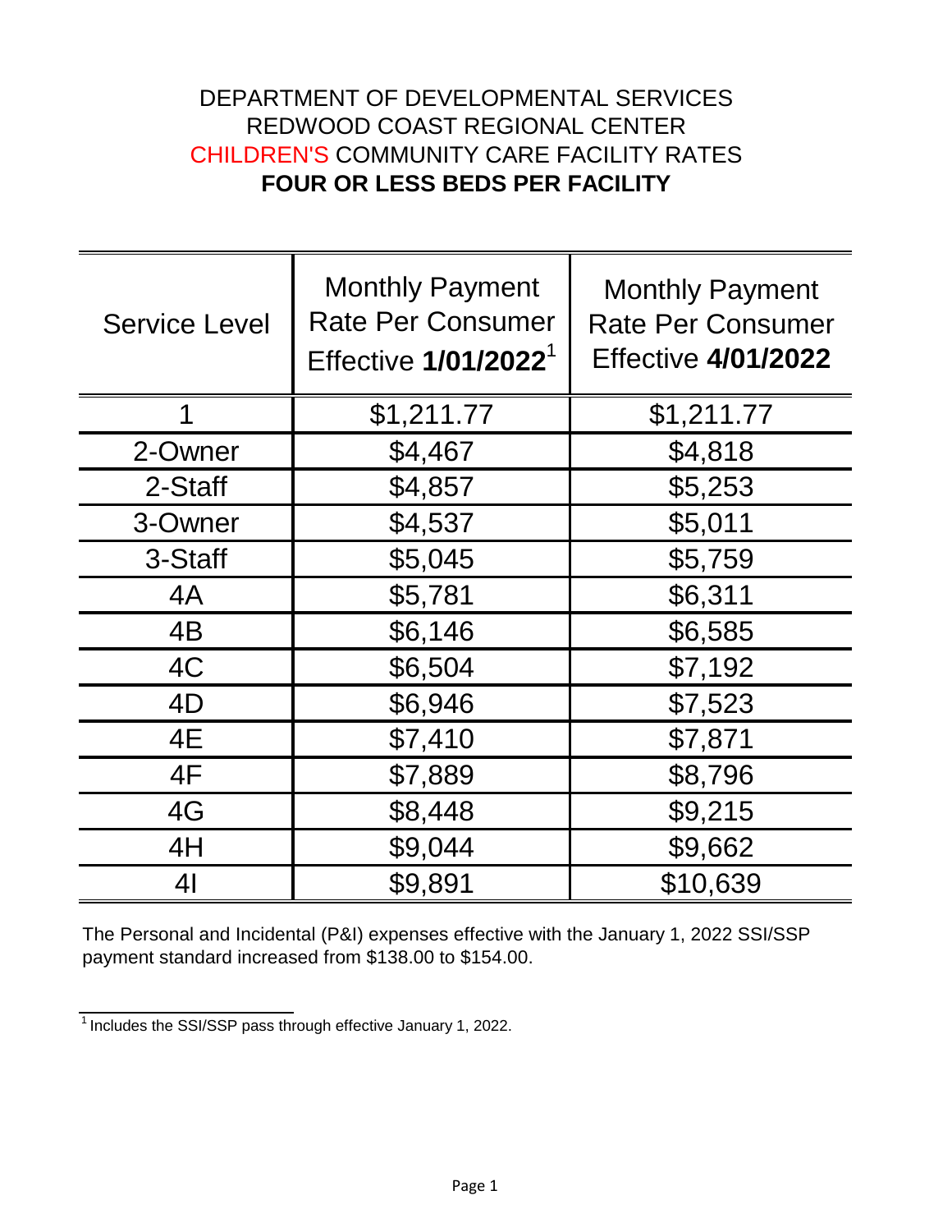DEPARTMENT OF DEVELOPMENTAL SERVICES
REDWOOD COAST REGIONAL CENTER
CHILDREN'S COMMUNITY CARE FACILITY RATES
**FOUR OR LESS BEDS PER FACILITY**

| Service Level | Monthly Payment Rate Per Consumer Effective **1/01/2022**[1] | Monthly Payment Rate Per Consumer Effective **4/01/2022** |
|---|---|---|
| 1 | $1,211.77 | $1,211.77 |
| 2-Owner | $4,467 | $4,818 |
| 2-Staff | $4,857 | $5,253 |
| 3-Owner | $4,537 | $5,011 |
| 3-Staff | $5,045 | $5,759 |
| 4A | $5,781 | $6,311 |
| 4B | $6,146 | $6,585 |
| 4C | $6,504 | $7,192 |
| 4D | $6,946 | $7,523 |
| 4E | $7,410 | $7,871 |
| 4F | $7,889 | $8,796 |
| 4G | $8,448 | $9,215 |
| 4H | $9,044 | $9,662 |
| 4I | $9,891 | $10,639 |

The Personal and Incidental (P&I) expenses effective with the January 1, 2022 SSI/SSP payment standard increased from $138.00 to $154.00.

[1] Includes the SSI/SSP pass through effective January 1, 2022.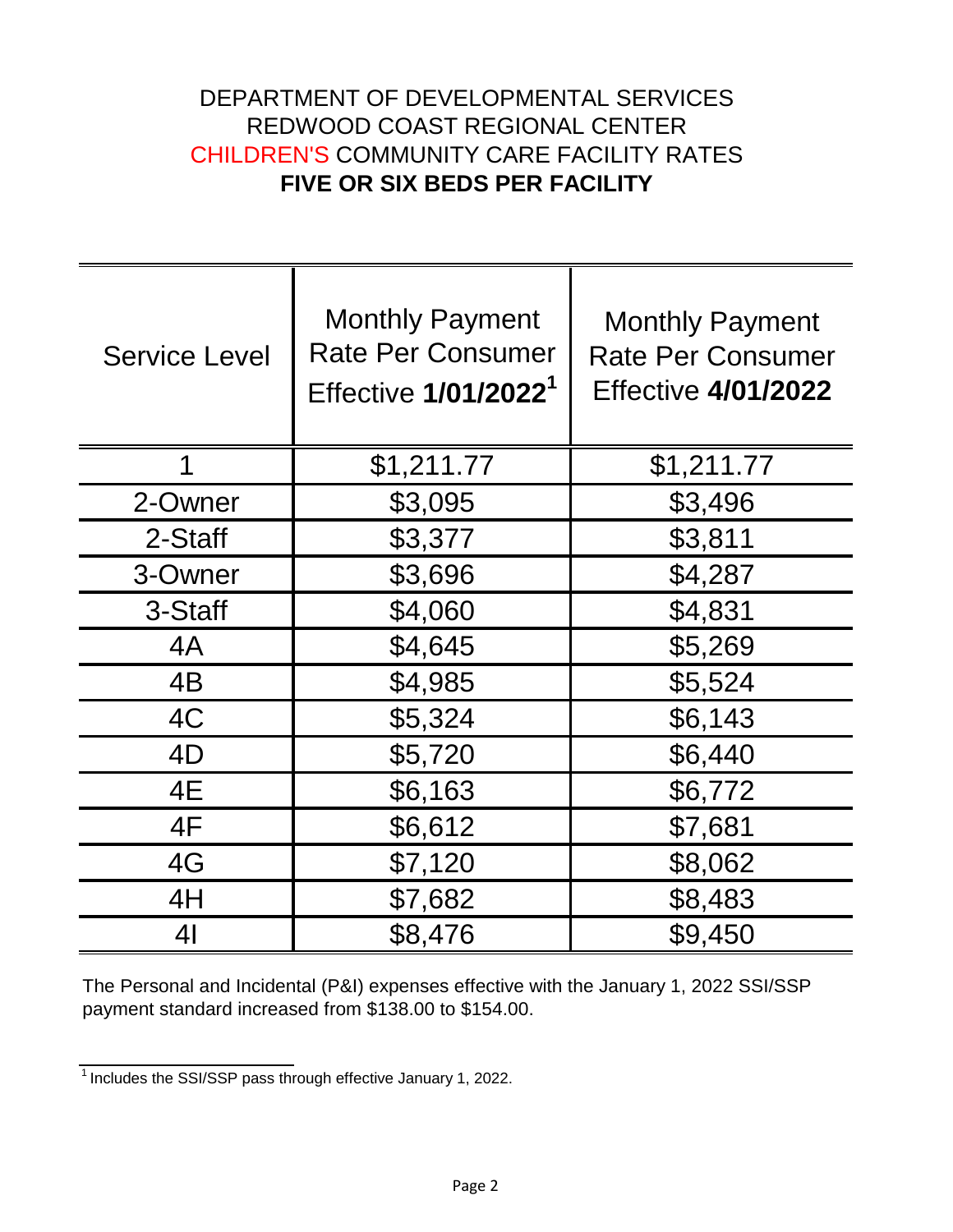DEPARTMENT OF DEVELOPMENTAL SERVICES
REDWOOD COAST REGIONAL CENTER
CHILDREN'S COMMUNITY CARE FACILITY RATES

**FIVE OR SIX BEDS PER FACILITY**

| Service Level | Monthly Payment Rate Per Consumer Effective **1/01/2022**[1] | Monthly Payment Rate Per Consumer Effective **4/01/2022** |
|---|---|---|
| 1 | $1,211.77 | $1,211.77 |
| 2-Owner | $3,095 | $3,496 |
| 2-Staff | $3,377 | $3,811 |
| 3-Owner | $3,696 | $4,287 |
| 3-Staff | $4,060 | $4,831 |
| 4A | $4,645 | $5,269 |
| 4B | $4,985 | $5,524 |
| 4C | $5,324 | $6,143 |
| 4D | $5,720 | $6,440 |
| 4E | $6,163 | $6,772 |
| 4F | $6,612 | $7,681 |
| 4G | $7,120 | $8,062 |
| 4H | $7,682 | $8,483 |
| 4I | $8,476 | $9,450 |

The Personal and Incidental (P&I) expenses effective with the January 1, 2022 SSI/SSP payment standard increased from $138.00 to $154.00.

[1] Includes the SSI/SSP pass through effective January 1, 2022.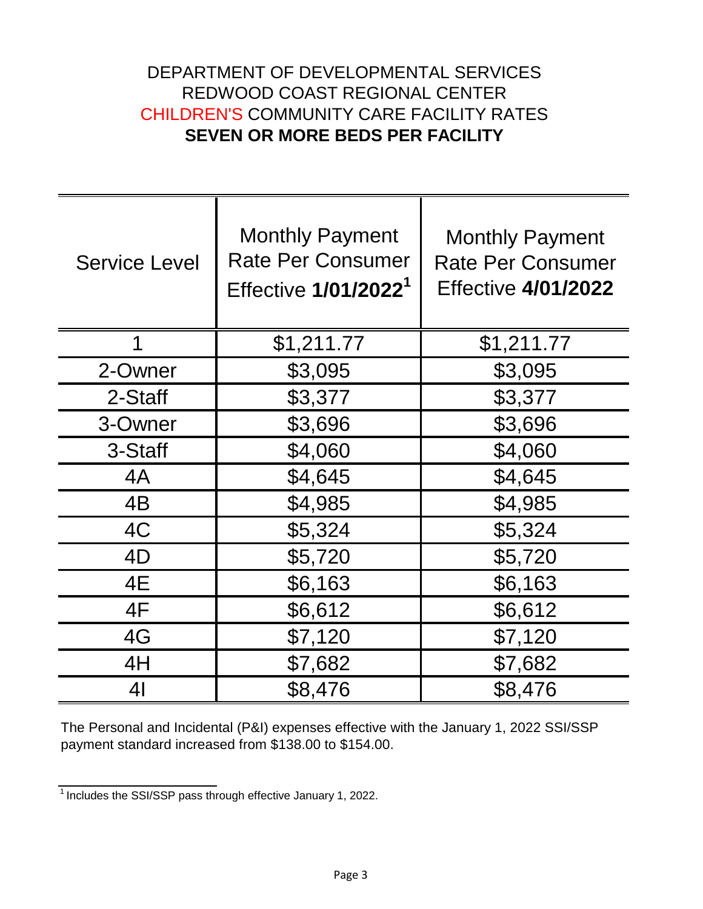# DEPARTMENT OF DEVELOPMENTAL SERVICES
# REDWOOD COAST REGIONAL CENTER
# CHILDREN'S COMMUNITY CARE FACILITY RATES
# **SEVEN OR MORE BEDS PER FACILITY**

| Service Level | Monthly Payment Rate Per Consumer Effective **1/01/2022**[1] | Monthly Payment Rate Per Consumer Effective **4/01/2022** |
|---|---|---|
| 1 | $1,211.77 | $1,211.77 |
| 2-Owner | $3,095 | $3,095 |
| 2-Staff | $3,377 | $3,377 |
| 3-Owner | $3,696 | $3,696 |
| 3-Staff | $4,060 | $4,060 |
| 4A | $4,645 | $4,645 |
| 4B | $4,985 | $4,985 |
| 4C | $5,324 | $5,324 |
| 4D | $5,720 | $5,720 |
| 4E | $6,163 | $6,163 |
| 4F | $6,612 | $6,612 |
| 4G | $7,120 | $7,120 |
| 4H | $7,682 | $7,682 |
| 4I | $8,476 | $8,476 |

The Personal and Incidental (P&I) expenses effective with the January 1, 2022 SSI/SSP payment standard increased from $138.00 to $154.00.

[1] Includes the SSI/SSP pass through effective January 1, 2022.